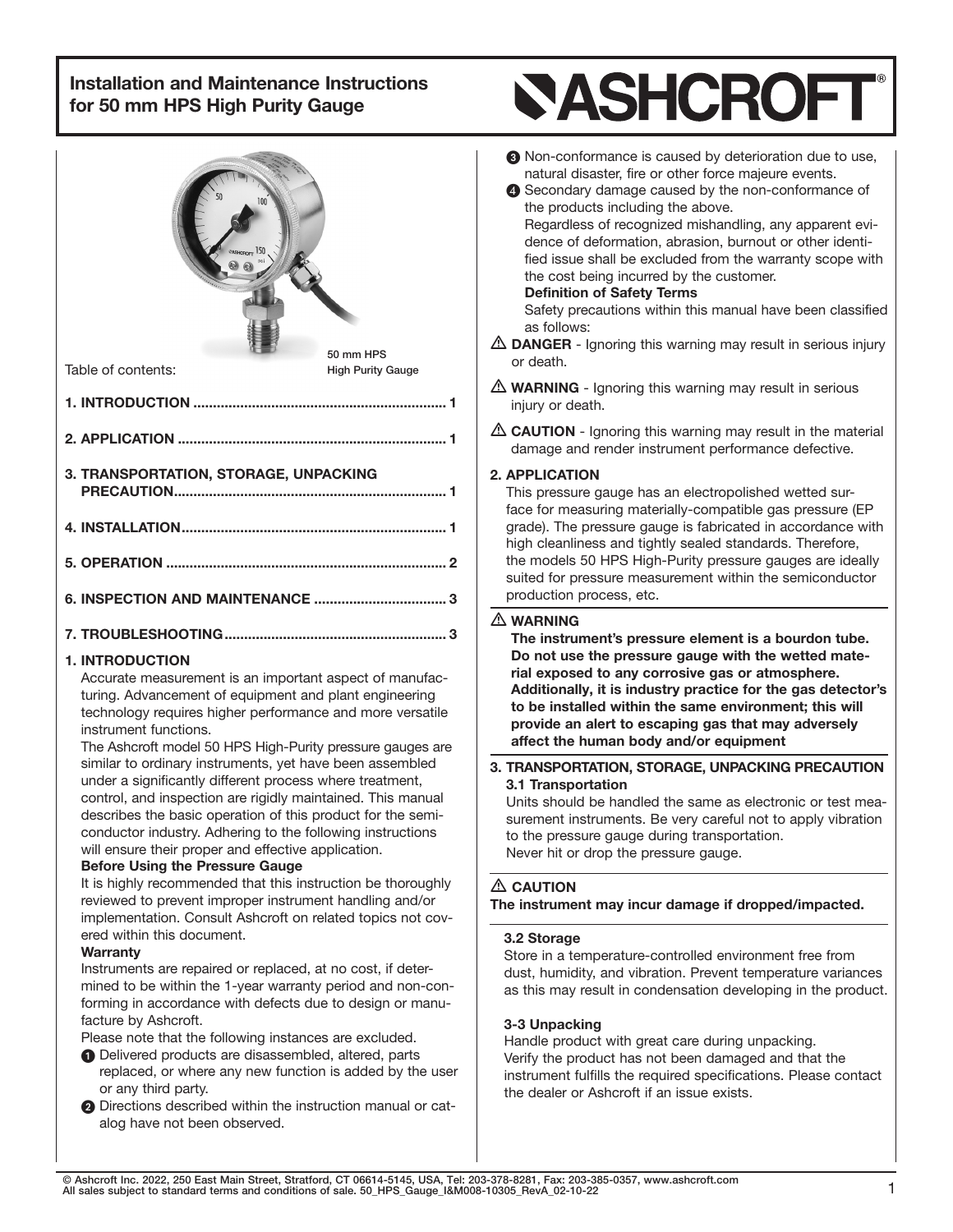# Installation and Maintenance Instructions for 50 mm HPS High Purity Gauge

50 mm HPS High Purity Gauge

Table of contents:

**1. INTRODUCTION ................................................................ 1**

**2. APPLICATION .................................................................... 1**

**3. TRANSPORTATION, STORAGE, UNPACKING PRECAUTION...................................................................... 1**

**4. INSTALLATION.................................................................... 1**

**5. OPERATION ....................................................................... 2**

**6. INSPECTION AND MAINTENANCE .................................. 3**

**7. TROUBLESHOOTING......................................................... 3**

## 1. INTRODUCTION

Accurate measurement is an important aspect of manufacturing. Advancement of equipment and plant engineering technology requires higher performance and more versatile instrument functions.

The Ashcroft model 50 HPS High-Purity pressure gauges are similar to ordinary instruments, yet have been assembled under a significantly different process where treatment, control, and inspection are rigidly maintained. This manual describes the basic operation of this product for the semiconductor industry. Adhering to the following instructions will ensure their proper and effective application.

**Before Using the Pressure Gauge**

It is highly recommended that this instruction be thoroughly reviewed to prevent improper instrument handling and/or implementation. Consult Ashcroft on related topics not covered within this document.

**Warranty**

Instruments are repaired or replaced, at no cost, if determined to be within the 1-year warranty period and non-conforming in accordance with defects due to design or manufacture by Ashcroft.

Please note that the following instances are excluded.

1. Delivered products are disassembled, altered, parts replaced, or where any new function is added by the user or any third party.
2. Directions described within the instruction manual or catalog have not been observed.
3. Non-conformance is caused by deterioration due to use, natural disaster, fire or other force majeure events.
4. Secondary damage caused by the non-conformance of the products including the above.

Regardless of recognized mishandling, any apparent evidence of deformation, abrasion, burnout or other identified issue shall be excluded from the warranty scope with the cost being incurred by the customer.

**Definition of Safety Terms**

Safety precautions within this manual have been classified as follows:

⚠ **DANGER** - Ignoring this warning may result in serious injury or death.

⚠ **WARNING** - Ignoring this warning may result in serious injury or death.

⚠ **CAUTION** - Ignoring this warning may result in the material damage and render instrument performance defective.

## 2. APPLICATION

This pressure gauge has an electropolished wetted surface for measuring materially-compatible gas pressure (EP grade). The pressure gauge is fabricated in accordance with high cleanliness and tightly sealed standards. Therefore, the models 50 HPS High-Purity pressure gauges are ideally suited for pressure measurement within the semiconductor production process, etc.

⚠ **WARNING**

**The instrument's pressure element is a bourdon tube. Do not use the pressure gauge with the wetted material exposed to any corrosive gas or atmosphere. Additionally, it is industry practice for the gas detector's to be installed within the same environment; this will provide an alert to escaping gas that may adversely affect the human body and/or equipment**

## 3. TRANSPORTATION, STORAGE, UNPACKING PRECAUTION

### 3.1 Transportation

Units should be handled the same as electronic or test measurement instruments. Be very careful not to apply vibration to the pressure gauge during transportation.

Never hit or drop the pressure gauge.

⚠ **CAUTION**

**The instrument may incur damage if dropped/impacted.**

### 3.2 Storage

Store in a temperature-controlled environment free from dust, humidity, and vibration. Prevent temperature variances as this may result in condensation developing in the product.

### 3-3 Unpacking

Handle product with great care during unpacking.

Verify the product has not been damaged and that the instrument fulfills the required specifications. Please contact the dealer or Ashcroft if an issue exists.

© Ashcroft Inc. 2022, 250 East Main Street, Stratford, CT 06614-5145, USA, Tel: 203-378-8281, Fax: 203-385-0357, www.ashcroft.com
All sales subject to standard terms and conditions of sale. 50_HPS_Gauge_I&M008-10305_RevA_02-10-22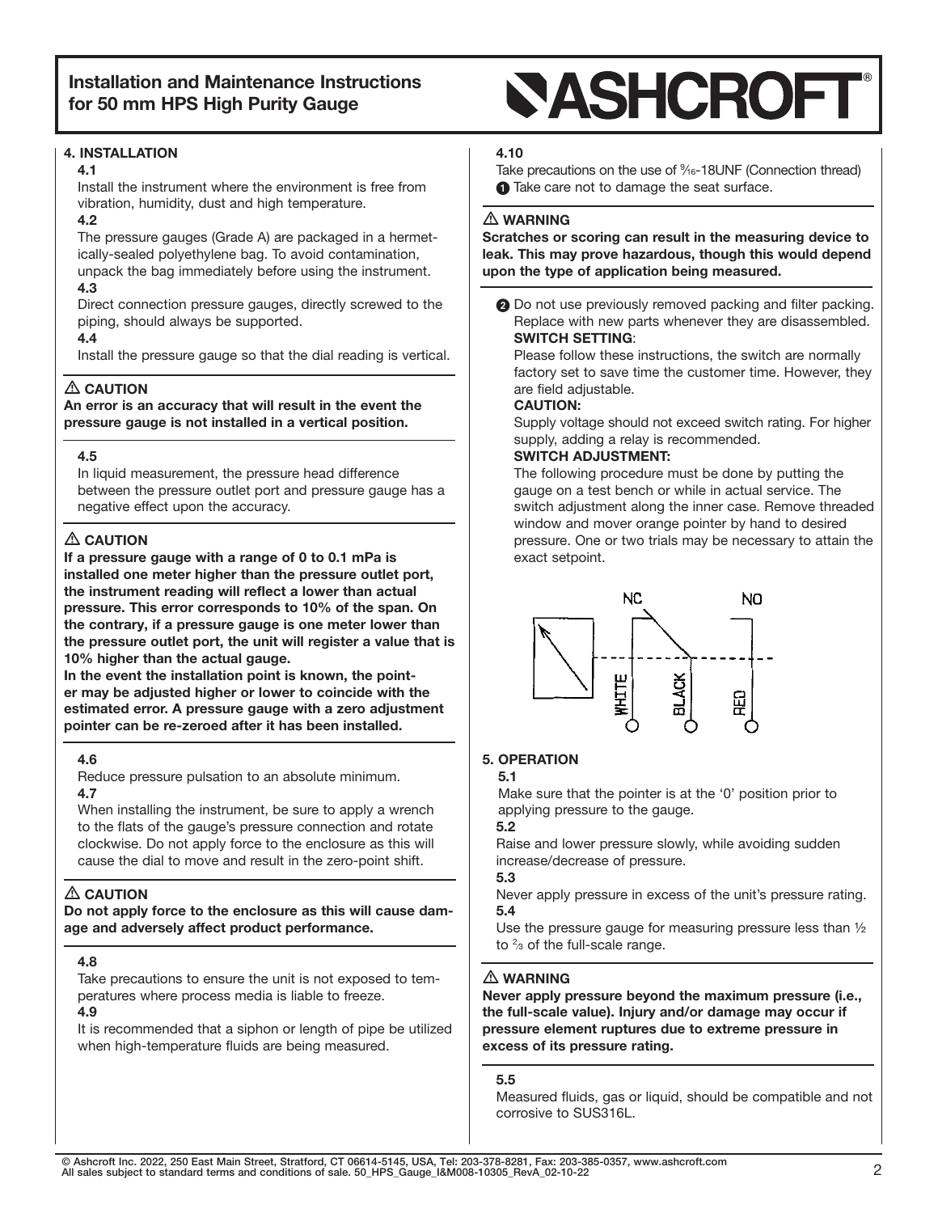# Installation and Maintenance Instructions for 50 mm HPS High Purity Gauge

## 4. INSTALLATION

**4.1**

Install the instrument where the environment is free from vibration, humidity, dust and high temperature.

**4.2**

The pressure gauges (Grade A) are packaged in a hermetically-sealed polyethylene bag. To avoid contamination, unpack the bag immediately before using the instrument.

**4.3**

Direct connection pressure gauges, directly screwed to the piping, should always be supported.

**4.4**

Install the pressure gauge so that the dial reading is vertical.

> ⚠ **CAUTION**
> **An error is an accuracy that will result in the event the pressure gauge is not installed in a vertical position.**

**4.5**

In liquid measurement, the pressure head difference between the pressure outlet port and pressure gauge has a negative effect upon the accuracy.

> ⚠ **CAUTION**
> **If a pressure gauge with a range of 0 to 0.1 mPa is installed one meter higher than the pressure outlet port, the instrument reading will reflect a lower than actual pressure. This error corresponds to 10% of the span. On the contrary, if a pressure gauge is one meter lower than the pressure outlet port, the unit will register a value that is 10% higher than the actual gauge.**
> **In the event the installation point is known, the pointer may be adjusted higher or lower to coincide with the estimated error. A pressure gauge with a zero adjustment pointer can be re-zeroed after it has been installed.**

**4.6**

Reduce pressure pulsation to an absolute minimum.

**4.7**

When installing the instrument, be sure to apply a wrench to the flats of the gauge's pressure connection and rotate clockwise. Do not apply force to the enclosure as this will cause the dial to move and result in the zero-point shift.

> ⚠ **CAUTION**
> **Do not apply force to the enclosure as this will cause damage and adversely affect product performance.**

**4.8**

Take precautions to ensure the unit is not exposed to temperatures where process media is liable to freeze.

**4.9**

It is recommended that a siphon or length of pipe be utilized when high-temperature fluids are being measured.

**4.10**

Take precautions on the use of 9⁄16-18UNF (Connection thread)

❶ Take care not to damage the seat surface.

> ⚠ **WARNING**
> **Scratches or scoring can result in the measuring device to leak. This may prove hazardous, though this would depend upon the type of application being measured.**

❷ Do not use previously removed packing and filter packing. Replace with new parts whenever they are disassembled.

**SWITCH SETTING**:

Please follow these instructions, the switch are normally factory set to save time the customer time. However, they are field adjustable.

**CAUTION:**

Supply voltage should not exceed switch rating. For higher supply, adding a relay is recommended.

**SWITCH ADJUSTMENT:**

The following procedure must be done by putting the gauge on a test bench or while in actual service. The switch adjustment along the inner case. Remove threaded window and mover orange pointer by hand to desired pressure. One or two trials may be necessary to attain the exact setpoint.

NC NO

WHITE BLACK RED

## 5. OPERATION

**5.1**

Make sure that the pointer is at the '0' position prior to applying pressure to the gauge.

**5.2**

Raise and lower pressure slowly, while avoiding sudden increase/decrease of pressure.

**5.3**

Never apply pressure in excess of the unit's pressure rating.

**5.4**

Use the pressure gauge for measuring pressure less than ½ to ⅔ of the full-scale range.

> ⚠ **WARNING**
> **Never apply pressure beyond the maximum pressure (i.e., the full-scale value). Injury and/or damage may occur if pressure element ruptures due to extreme pressure in excess of its pressure rating.**

**5.5**

Measured fluids, gas or liquid, should be compatible and not corrosive to SUS316L.

© Ashcroft Inc. 2022, 250 East Main Street, Stratford, CT 06614-5145, USA, Tel: 203-378-8281, Fax: 203-385-0357, www.ashcroft.com
All sales subject to standard terms and conditions of sale. 50_HPS_Gauge_I&M008-10305_RevA_02-10-22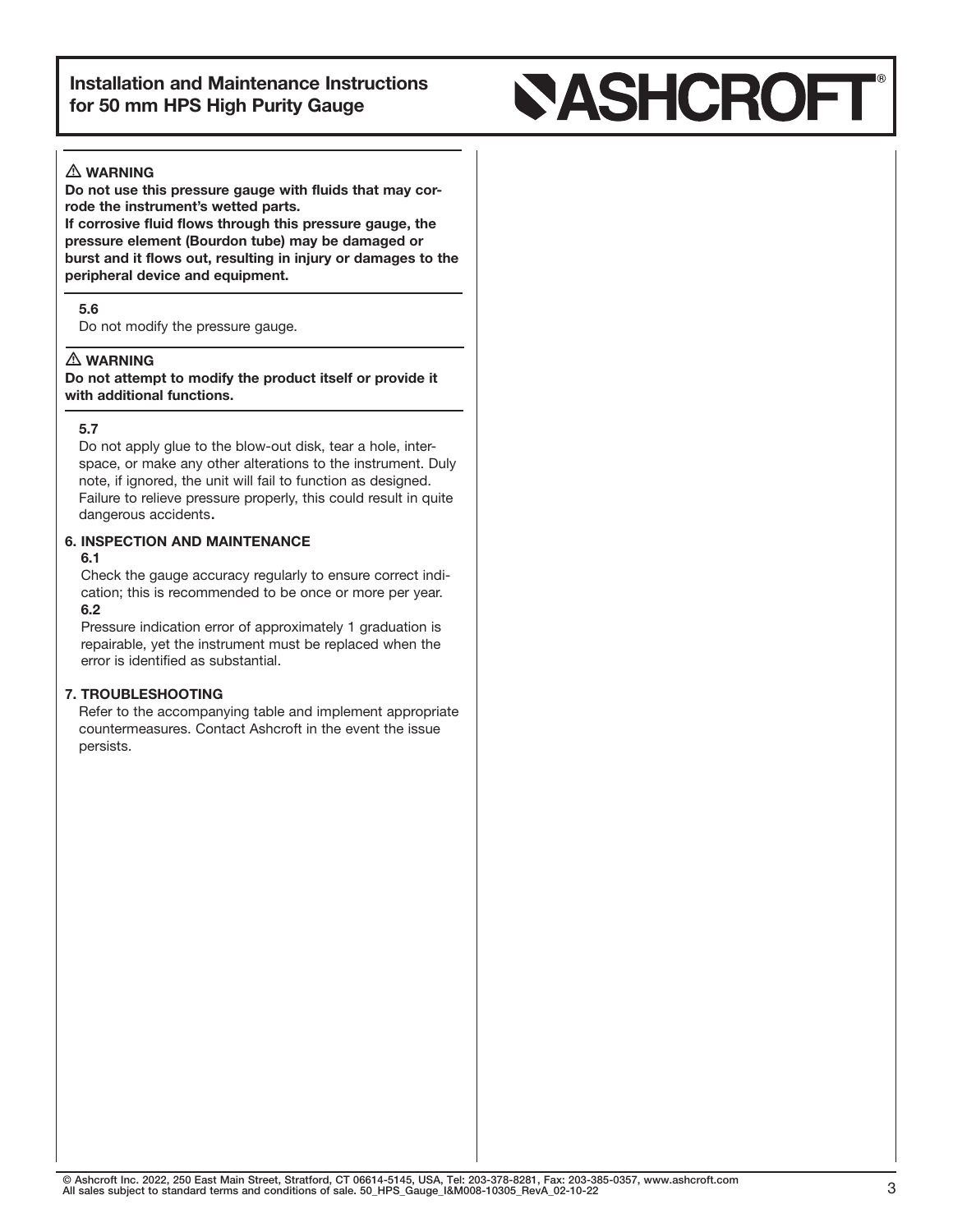⚠ **WARNING**

**Do not use this pressure gauge with fluids that may corrode the instrument's wetted parts.**
**If corrosive fluid flows through this pressure gauge, the pressure element (Bourdon tube) may be damaged or burst and it flows out, resulting in injury or damages to the peripheral device and equipment.**

**5.6**

Do not modify the pressure gauge.

⚠ **WARNING**

**Do not attempt to modify the product itself or provide it with additional functions.**

**5.7**

Do not apply glue to the blow-out disk, tear a hole, interspace, or make any other alterations to the instrument. Duly note, if ignored, the unit will fail to function as designed. Failure to relieve pressure properly, this could result in quite dangerous accidents.

## 6. INSPECTION AND MAINTENANCE

**6.1**

Check the gauge accuracy regularly to ensure correct indication; this is recommended to be once or more per year.

**6.2**

Pressure indication error of approximately 1 graduation is repairable, yet the instrument must be replaced when the error is identified as substantial.

## 7. TROUBLESHOOTING

Refer to the accompanying table and implement appropriate countermeasures. Contact Ashcroft in the event the issue persists.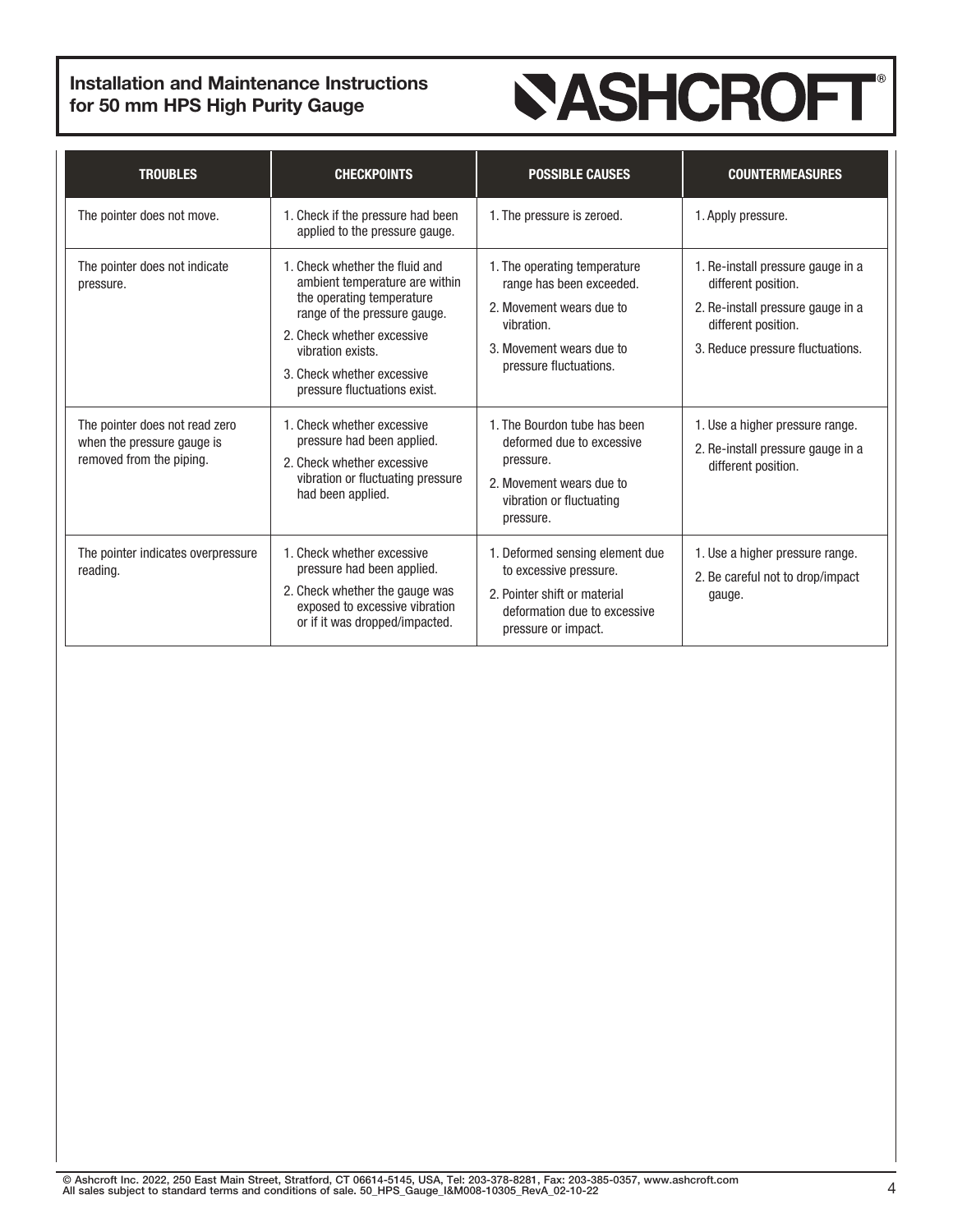| TROUBLES | CHECKPOINTS | POSSIBLE CAUSES | COUNTERMEASURES |
|---|---|---|---|
| The pointer does not move. | 1. Check if the pressure had been applied to the pressure gauge. | 1. The pressure is zeroed. | 1. Apply pressure. |
| The pointer does not indicate pressure. | 1. Check whether the fluid and ambient temperature are within the operating temperature range of the pressure gauge.<br>2. Check whether excessive vibration exists.<br>3. Check whether excessive pressure fluctuations exist. | 1. The operating temperature range has been exceeded.<br>2. Movement wears due to vibration.<br>3. Movement wears due to pressure fluctuations. | 1. Re-install pressure gauge in a different position.<br>2. Re-install pressure gauge in a different position.<br>3. Reduce pressure fluctuations. |
| The pointer does not read zero when the pressure gauge is removed from the piping. | 1. Check whether excessive pressure had been applied.<br>2. Check whether excessive vibration or fluctuating pressure had been applied. | 1. The Bourdon tube has been deformed due to excessive pressure.<br>2. Movement wears due to vibration or fluctuating pressure. | 1. Use a higher pressure range.<br>2. Re-install pressure gauge in a different position. |
| The pointer indicates overpressure reading. | 1. Check whether excessive pressure had been applied.<br>2. Check whether the gauge was exposed to excessive vibration or if it was dropped/impacted. | 1. Deformed sensing element due to excessive pressure.<br>2. Pointer shift or material deformation due to excessive pressure or impact. | 1. Use a higher pressure range.<br>2. Be careful not to drop/impact gauge. |